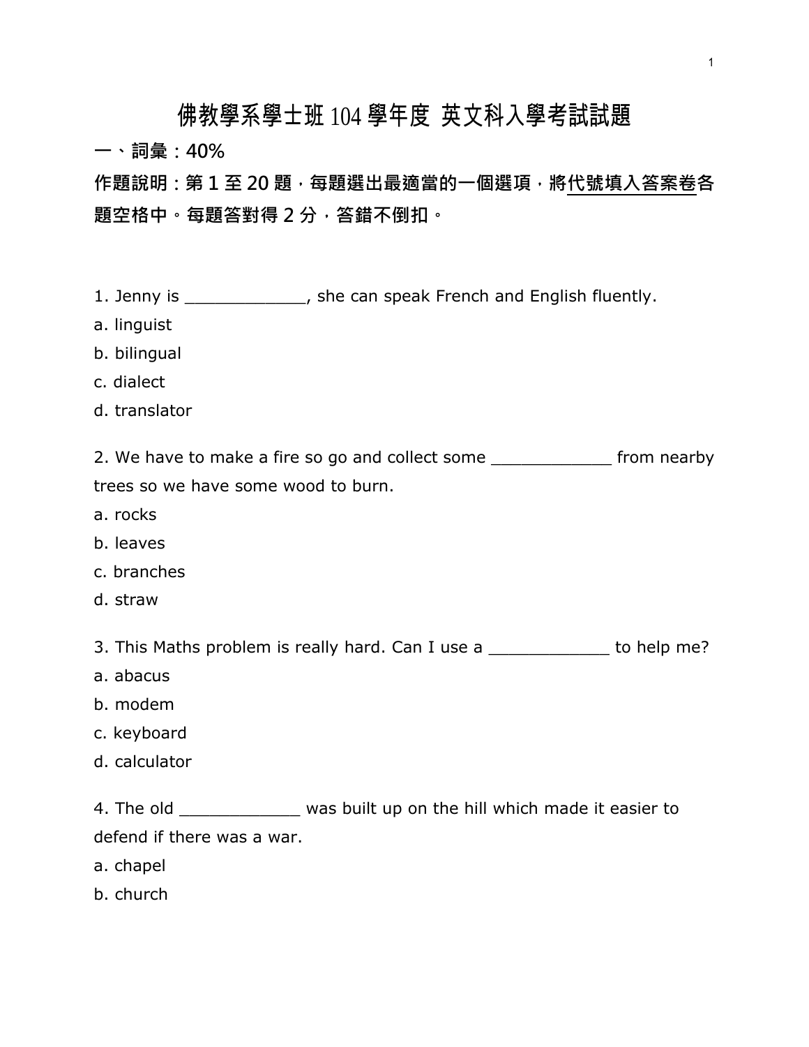# 佛教學系學士班104學年度 英文科入學考試試題

## 一、詞彙：40%

**作題說明：第1至20題，每題選出最適當的一個選項，將代號填入答案卷各題空格中。每題答對得2分，答錯不倒扣。**

1. Jenny is ____________, she can speak French and English fluently.

a. linguist

b. bilingual

c. dialect

d. translator

2. We have to make a fire so go and collect some ____________ from nearby trees so we have some wood to burn.

a. rocks

b. leaves

c. branches

d. straw

3. This Maths problem is really hard. Can I use a ____________ to help me?

a. abacus

b. modem

c. keyboard

d. calculator

4. The old ____________ was built up on the hill which made it easier to defend if there was a war.

a. chapel

b. church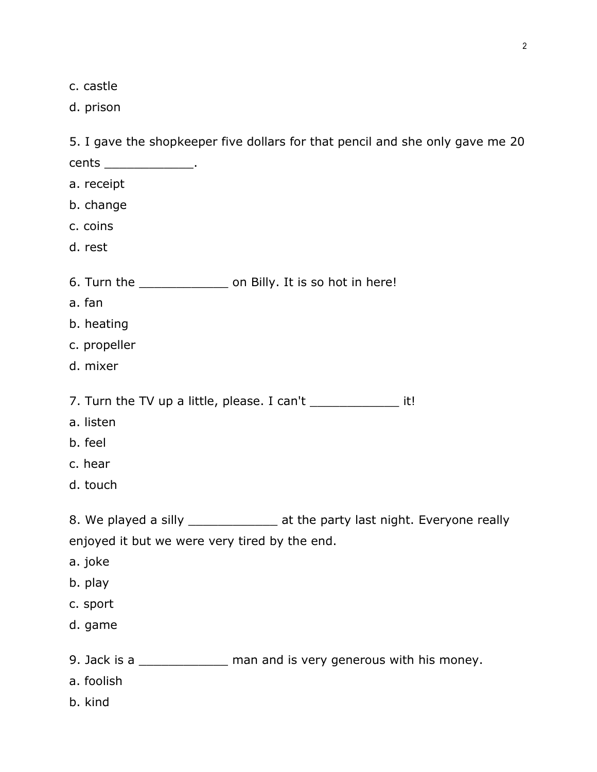c. castle

d. prison

5. I gave the shopkeeper five dollars for that pencil and she only gave me 20 cents ____________.

a. receipt

b. change

c. coins

d. rest

6. Turn the ____________ on Billy. It is so hot in here!

a. fan

b. heating

c. propeller

d. mixer

7. Turn the TV up a little, please. I can't ____________ it!

a. listen

b. feel

c. hear

d. touch

8. We played a silly ____________ at the party last night. Everyone really enjoyed it but we were very tired by the end.

a. joke

b. play

c. sport

d. game

9. Jack is a ____________ man and is very generous with his money.

a. foolish

b. kind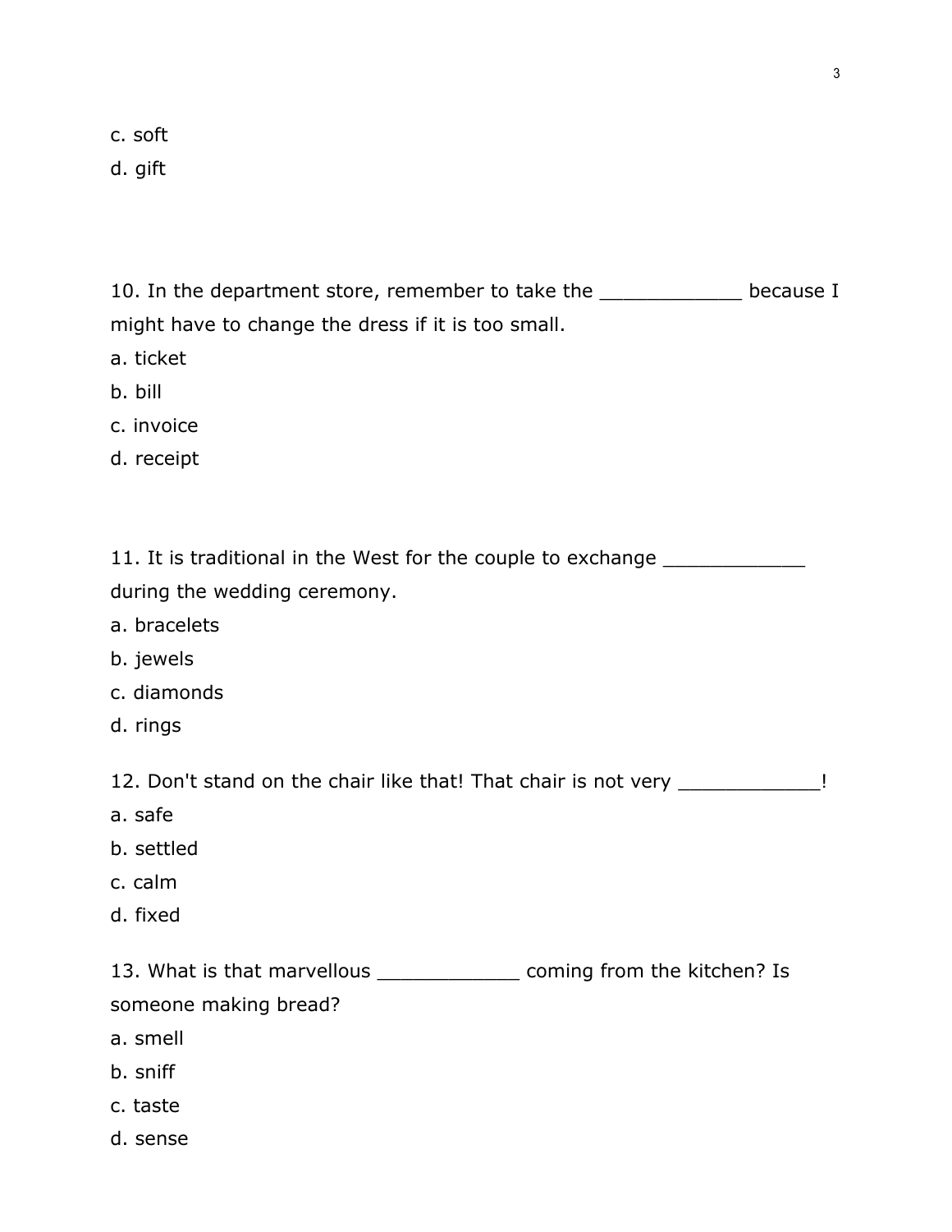c. soft

d. gift

10. In the department store, remember to take the ____________ because I might have to change the dress if it is too small.

a. ticket

b. bill

c. invoice

d. receipt

11. It is traditional in the West for the couple to exchange ____________ during the wedding ceremony.

a. bracelets

b. jewels

c. diamonds

d. rings

12. Don't stand on the chair like that! That chair is not very ____________!

a. safe

b. settled

c. calm

d. fixed

13. What is that marvellous ____________ coming from the kitchen? Is someone making bread?

a. smell

b. sniff

c. taste

d. sense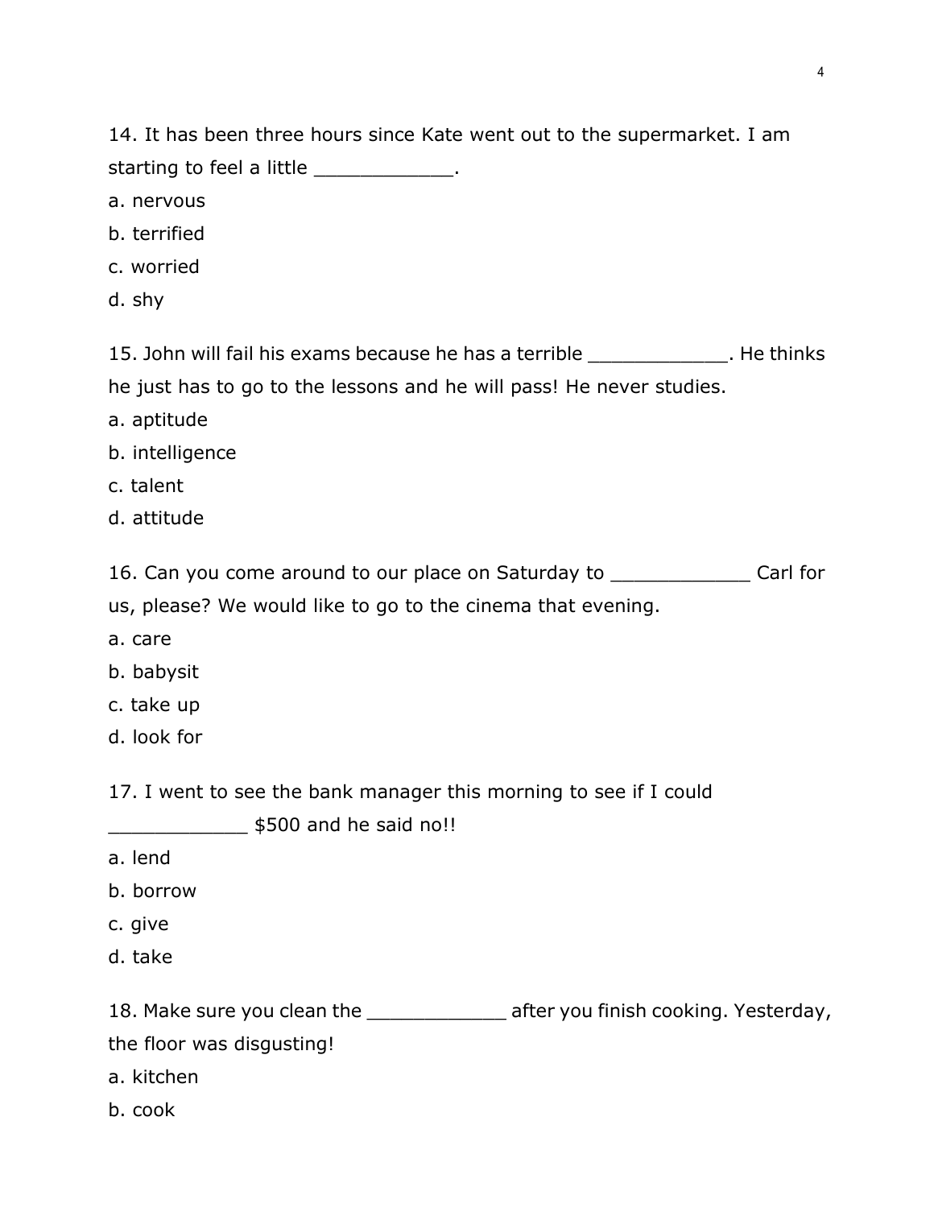14. It has been three hours since Kate went out to the supermarket. I am starting to feel a little ____________.

a. nervous

b. terrified

c. worried

d. shy

15. John will fail his exams because he has a terrible ____________. He thinks he just has to go to the lessons and he will pass! He never studies.

a. aptitude

b. intelligence

c. talent

d. attitude

16. Can you come around to our place on Saturday to ____________ Carl for us, please? We would like to go to the cinema that evening.

a. care

b. babysit

c. take up

d. look for

17. I went to see the bank manager this morning to see if I could ____________ $500 and he said no!!

a. lend

b. borrow

c. give

d. take

18. Make sure you clean the ____________ after you finish cooking. Yesterday, the floor was disgusting!

a. kitchen

b. cook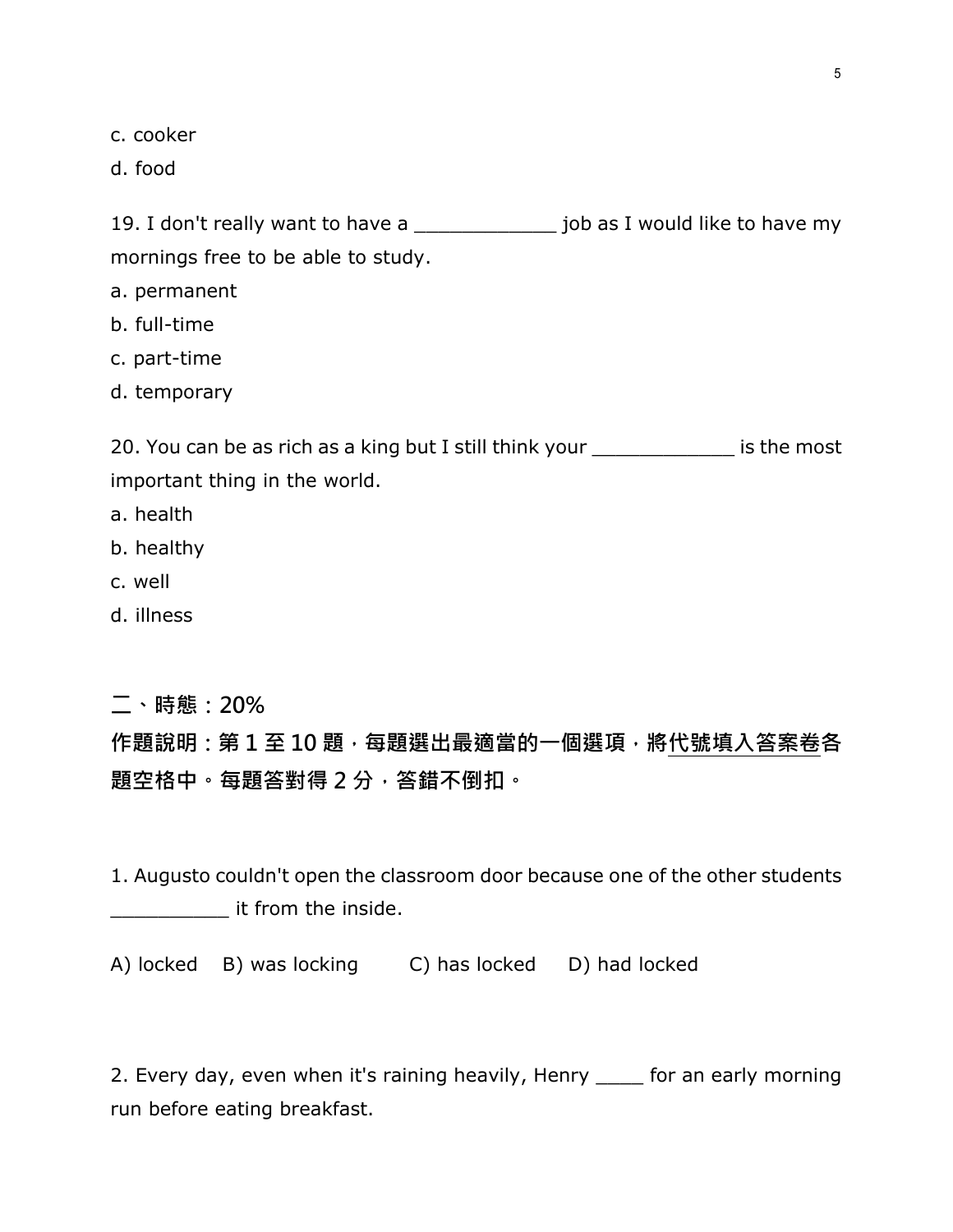c. cooker

d. food

19. I don't really want to have a ____________ job as I would like to have my mornings free to be able to study.

a. permanent

b. full-time

c. part-time

d. temporary

20. You can be as rich as a king but I still think your ____________ is the most important thing in the world.

a. health

b. healthy

c. well

d. illness

## 二、時態：20%

**作題說明：第 1 至 10 題，每題選出最適當的一個選項，將代號填入答案卷各題空格中。每題答對得 2 分，答錯不倒扣。**

1. Augusto couldn't open the classroom door because one of the other students __________ it from the inside.

A) locked  B) was locking  C) has locked  D) had locked

2. Every day, even when it's raining heavily, Henry ____ for an early morning run before eating breakfast.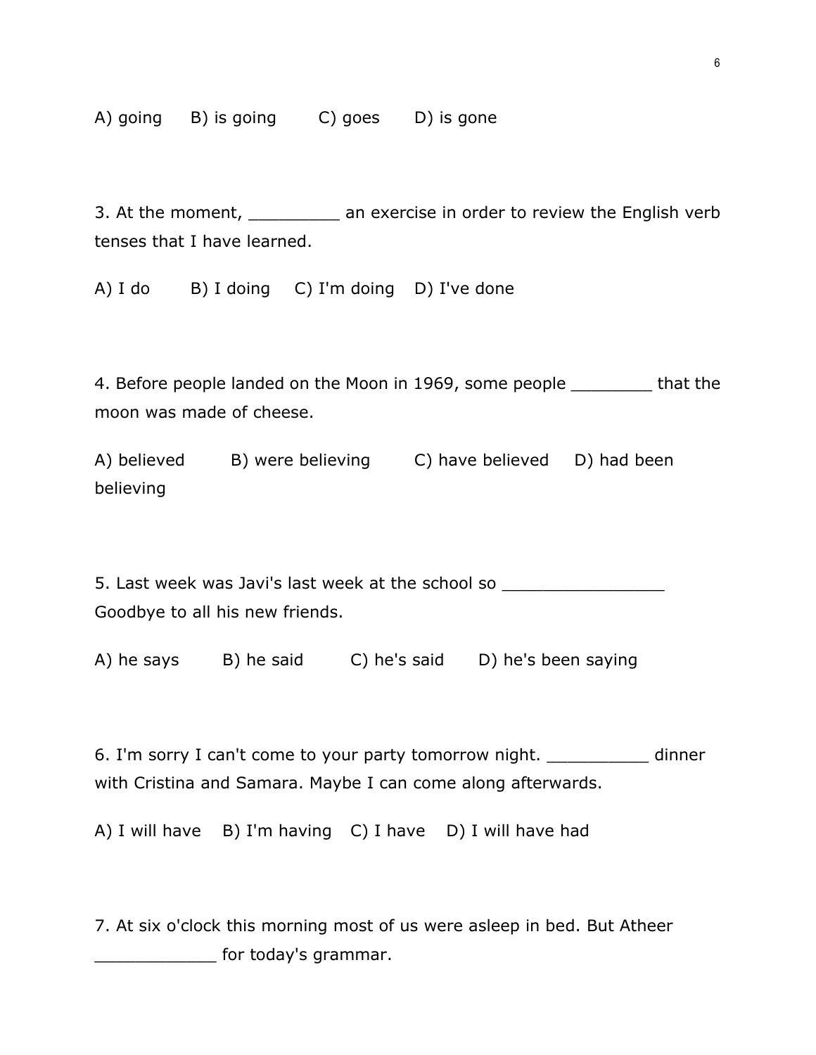A) going B) is going C) goes D) is gone

3. At the moment, _________ an exercise in order to review the English verb tenses that I have learned.

A) I do B) I doing C) I'm doing D) I've done

4. Before people landed on the Moon in 1969, some people ________ that the moon was made of cheese.

A) believed B) were believing C) have believed D) had been believing

5. Last week was Javi's last week at the school so ________________ Goodbye to all his new friends.

A) he says B) he said C) he's said D) he's been saying

6. I'm sorry I can't come to your party tomorrow night. __________ dinner with Cristina and Samara. Maybe I can come along afterwards.

A) I will have B) I'm having C) I have D) I will have had

7. At six o'clock this morning most of us were asleep in bed. But Atheer ____________ for today's grammar.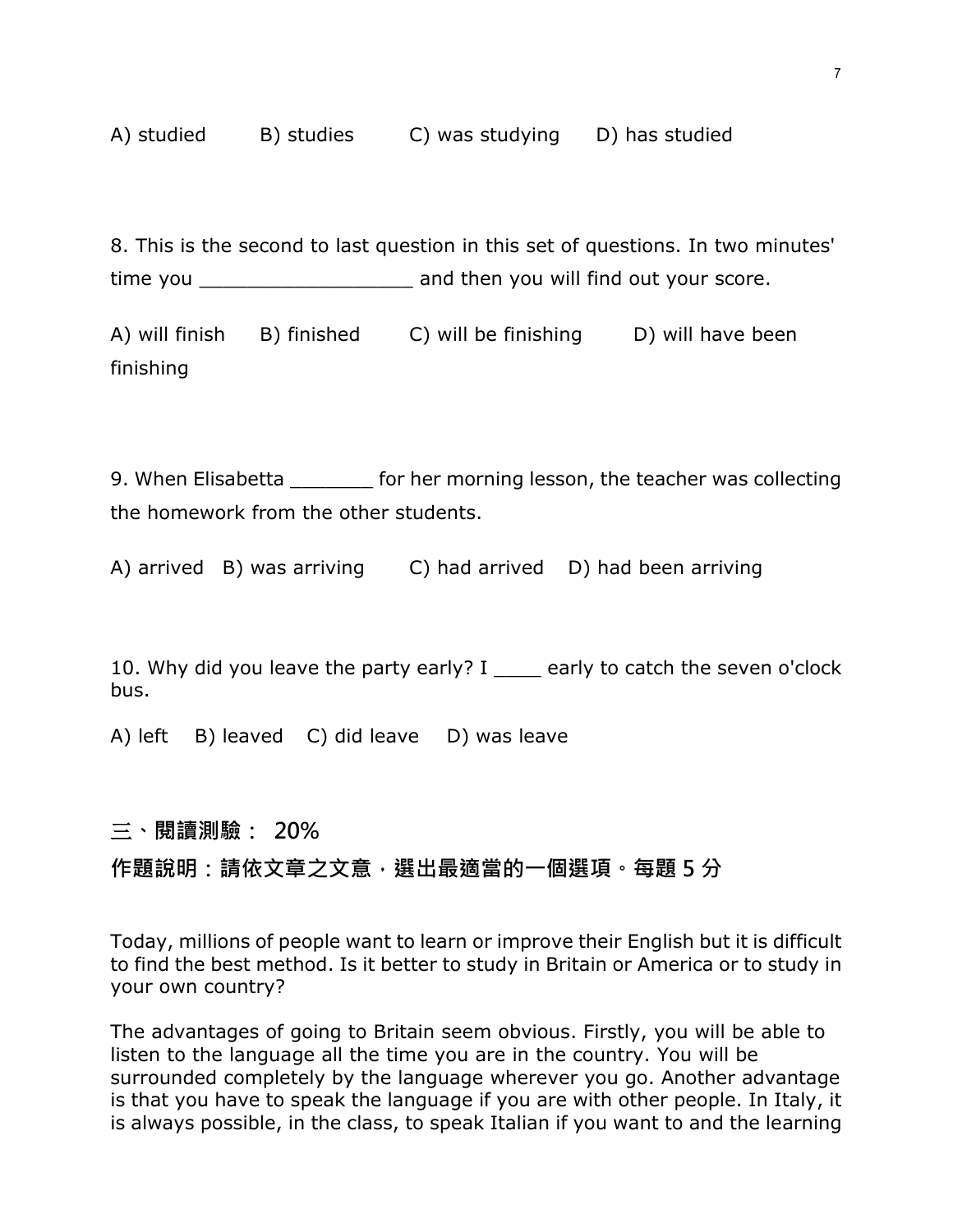A) studied B) studies C) was studying D) has studied

8. This is the second to last question in this set of questions. In two minutes' time you __________________ and then you will find out your score.

A) will finish B) finished C) will be finishing D) will have been finishing

9. When Elisabetta _______ for her morning lesson, the teacher was collecting the homework from the other students.

A) arrived B) was arriving C) had arrived D) had been arriving

10. Why did you leave the party early? I ____ early to catch the seven o'clock bus.

A) left B) leaved C) did leave D) was leave

## 三、閱讀測驗： 20%

**作題說明：請依文章之文意，選出最適當的一個選項。每題 5 分**

Today, millions of people want to learn or improve their English but it is difficult to find the best method. Is it better to study in Britain or America or to study in your own country?

The advantages of going to Britain seem obvious. Firstly, you will be able to listen to the language all the time you are in the country. You will be surrounded completely by the language wherever you go. Another advantage is that you have to speak the language if you are with other people. In Italy, it is always possible, in the class, to speak Italian if you want to and the learning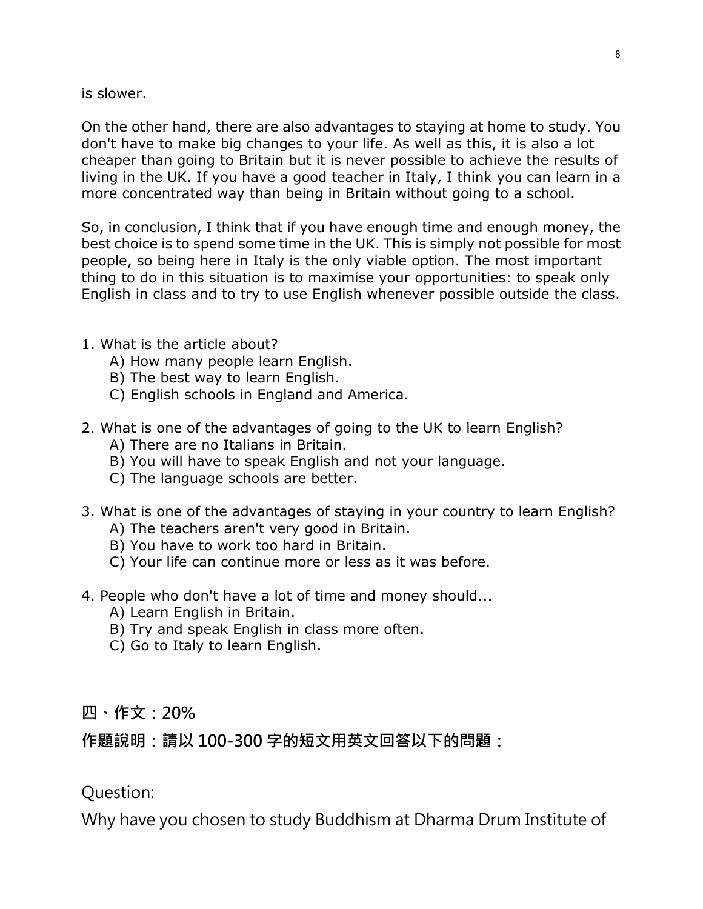is slower.

On the other hand, there are also advantages to staying at home to study. You don't have to make big changes to your life. As well as this, it is also a lot cheaper than going to Britain but it is never possible to achieve the results of living in the UK. If you have a good teacher in Italy, I think you can learn in a more concentrated way than being in Britain without going to a school.

So, in conclusion, I think that if you have enough time and enough money, the best choice is to spend some time in the UK. This is simply not possible for most people, so being here in Italy is the only viable option. The most important thing to do in this situation is to maximise your opportunities: to speak only English in class and to try to use English whenever possible outside the class.

1. What is the article about?
   A) How many people learn English.
   B) The best way to learn English.
   C) English schools in England and America.

2. What is one of the advantages of going to the UK to learn English?
   A) There are no Italians in Britain.
   B) You will have to speak English and not your language.
   C) The language schools are better.

3. What is one of the advantages of staying in your country to learn English?
   A) The teachers aren't very good in Britain.
   B) You have to work too hard in Britain.
   C) Your life can continue more or less as it was before.

4. People who don't have a lot of time and money should...
   A) Learn English in Britain.
   B) Try and speak English in class more often.
   C) Go to Italy to learn English.

## 四、作文：20%

**作題說明：請以 100-300 字的短文用英文回答以下的問題：**

Question:

Why have you chosen to study Buddhism at Dharma Drum Institute of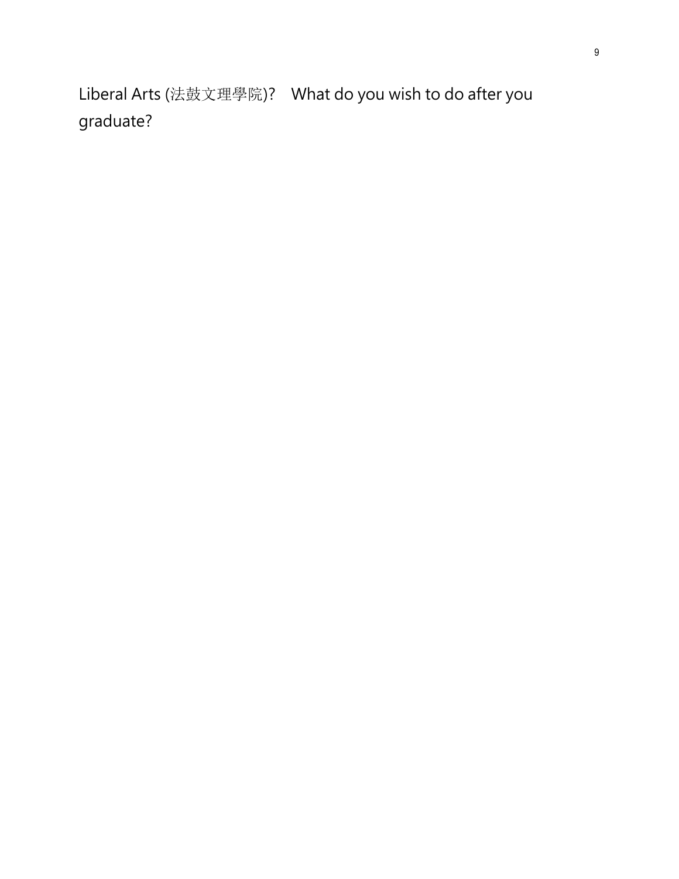Liberal Arts (法鼓文理學院)?　What do you wish to do after you graduate?